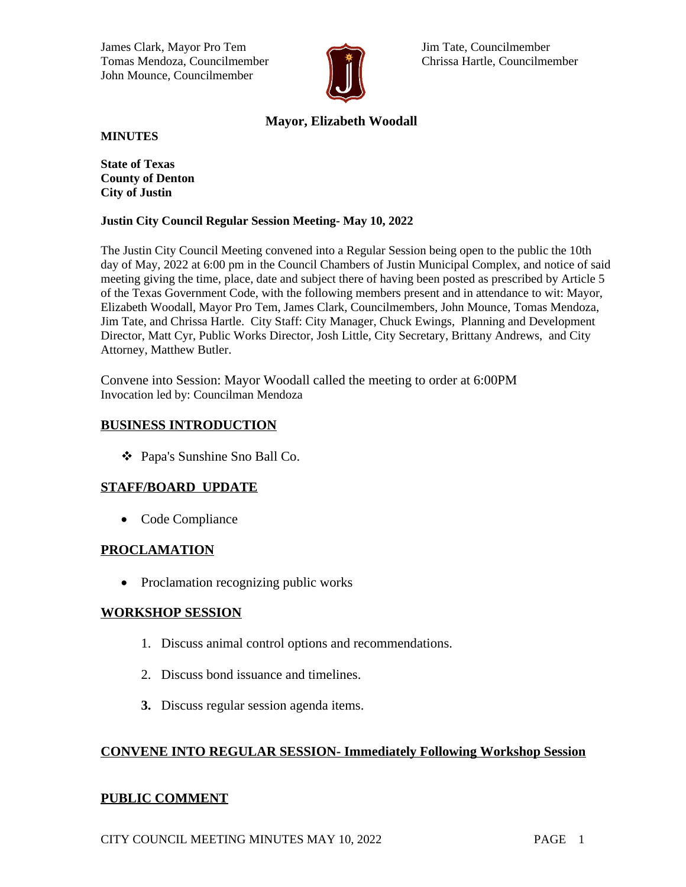James Clark, Mayor Pro Tem
Tomas Mendoza, Councilmember
John Mounce, Councilmember

Jim Tate, Councilmember
Chrissa Hartle, Councilmember

**Mayor, Elizabeth Woodall**

**MINUTES**

**State of Texas**
**County of Denton**
**City of Justin**

**Justin City Council Regular Session Meeting- May 10, 2022**

The Justin City Council Meeting convened into a Regular Session being open to the public the 10th day of May, 2022 at 6:00 pm in the Council Chambers of Justin Municipal Complex, and notice of said meeting giving the time, place, date and subject there of having been posted as prescribed by Article 5 of the Texas Government Code, with the following members present and in attendance to wit: Mayor, Elizabeth Woodall, Mayor Pro Tem, James Clark, Councilmembers, John Mounce, Tomas Mendoza, Jim Tate, and Chrissa Hartle. City Staff: City Manager, Chuck Ewings, Planning and Development Director, Matt Cyr, Public Works Director, Josh Little, City Secretary, Brittany Andrews, and City Attorney, Matthew Butler.

Convene into Session: Mayor Woodall called the meeting to order at 6:00PM
Invocation led by: Councilman Mendoza

## BUSINESS INTRODUCTION

- Papa's Sunshine Sno Ball Co.

## STAFF/BOARD UPDATE

- Code Compliance

## PROCLAMATION

- Proclamation recognizing public works

## WORKSHOP SESSION

1. Discuss animal control options and recommendations.
2. Discuss bond issuance and timelines.
3. Discuss regular session agenda items.

## CONVENE INTO REGULAR SESSION- Immediately Following Workshop Session

## PUBLIC COMMENT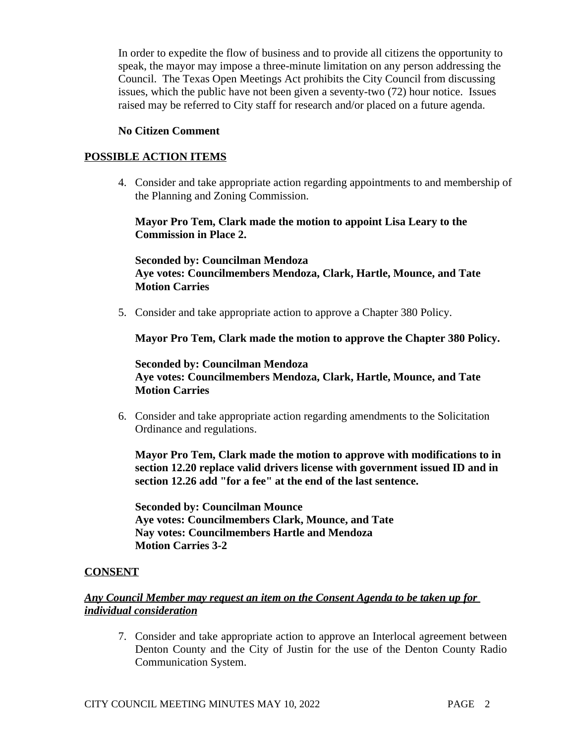In order to expedite the flow of business and to provide all citizens the opportunity to speak, the mayor may impose a three-minute limitation on any person addressing the Council. The Texas Open Meetings Act prohibits the City Council from discussing issues, which the public have not been given a seventy-two (72) hour notice. Issues raised may be referred to City staff for research and/or placed on a future agenda.

**No Citizen Comment**

## POSSIBLE ACTION ITEMS

4. Consider and take appropriate action regarding appointments to and membership of the Planning and Zoning Commission.

   **Mayor Pro Tem, Clark made the motion to appoint Lisa Leary to the Commission in Place 2.**

   **Seconded by: Councilman Mendoza**
   **Aye votes: Councilmembers Mendoza, Clark, Hartle, Mounce, and Tate**
   **Motion Carries**

5. Consider and take appropriate action to approve a Chapter 380 Policy.

   **Mayor Pro Tem, Clark made the motion to approve the Chapter 380 Policy.**

   **Seconded by: Councilman Mendoza**
   **Aye votes: Councilmembers Mendoza, Clark, Hartle, Mounce, and Tate**
   **Motion Carries**

6. Consider and take appropriate action regarding amendments to the Solicitation Ordinance and regulations.

   **Mayor Pro Tem, Clark made the motion to approve with modifications to in section 12.20 replace valid drivers license with government issued ID and in section 12.26 add "for a fee" at the end of the last sentence.**

   **Seconded by: Councilman Mounce**
   **Aye votes: Councilmembers Clark, Mounce, and Tate**
   **Nay votes: Councilmembers Hartle and Mendoza**
   **Motion Carries 3-2**

## CONSENT

***Any Council Member may request an item on the Consent Agenda to be taken up for individual consideration***

7. Consider and take appropriate action to approve an Interlocal agreement between Denton County and the City of Justin for the use of the Denton County Radio Communication System.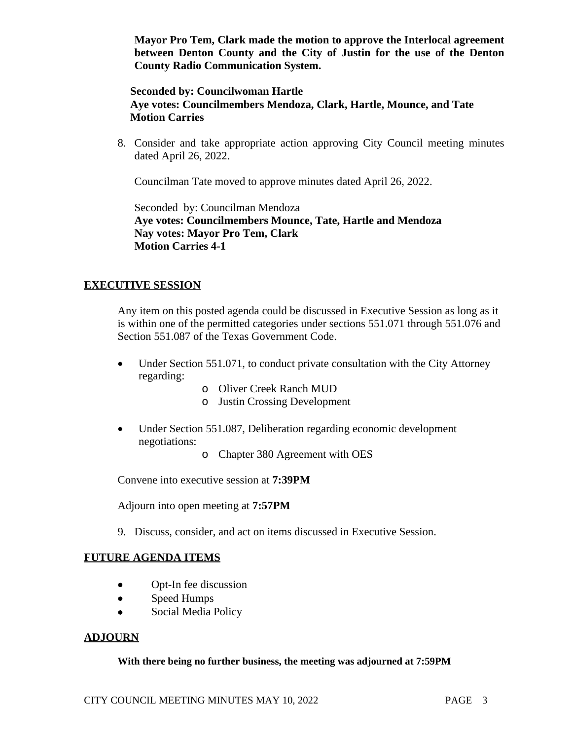**Mayor Pro Tem, Clark made the motion to approve the Interlocal agreement between Denton County and the City of Justin for the use of the Denton County Radio Communication System.**

**Seconded by: Councilwoman Hartle**
**Aye votes: Councilmembers Mendoza, Clark, Hartle, Mounce, and Tate**
**Motion Carries**

8. Consider and take appropriate action approving City Council meeting minutes dated April 26, 2022.

   Councilman Tate moved to approve minutes dated April 26, 2022.

   Seconded by: Councilman Mendoza
   **Aye votes: Councilmembers Mounce, Tate, Hartle and Mendoza**
   **Nay votes: Mayor Pro Tem, Clark**
   **Motion Carries 4-1**

## EXECUTIVE SESSION

Any item on this posted agenda could be discussed in Executive Session as long as it is within one of the permitted categories under sections 551.071 through 551.076 and Section 551.087 of the Texas Government Code.

- Under Section 551.071, to conduct private consultation with the City Attorney regarding:
  - Oliver Creek Ranch MUD
  - Justin Crossing Development
- Under Section 551.087, Deliberation regarding economic development negotiations:
  - Chapter 380 Agreement with OES

Convene into executive session at **7:39PM**

Adjourn into open meeting at **7:57PM**

9. Discuss, consider, and act on items discussed in Executive Session.

## FUTURE AGENDA ITEMS

- Opt-In fee discussion
- Speed Humps
- Social Media Policy

## ADJOURN

**With there being no further business, the meeting was adjourned at 7:59PM**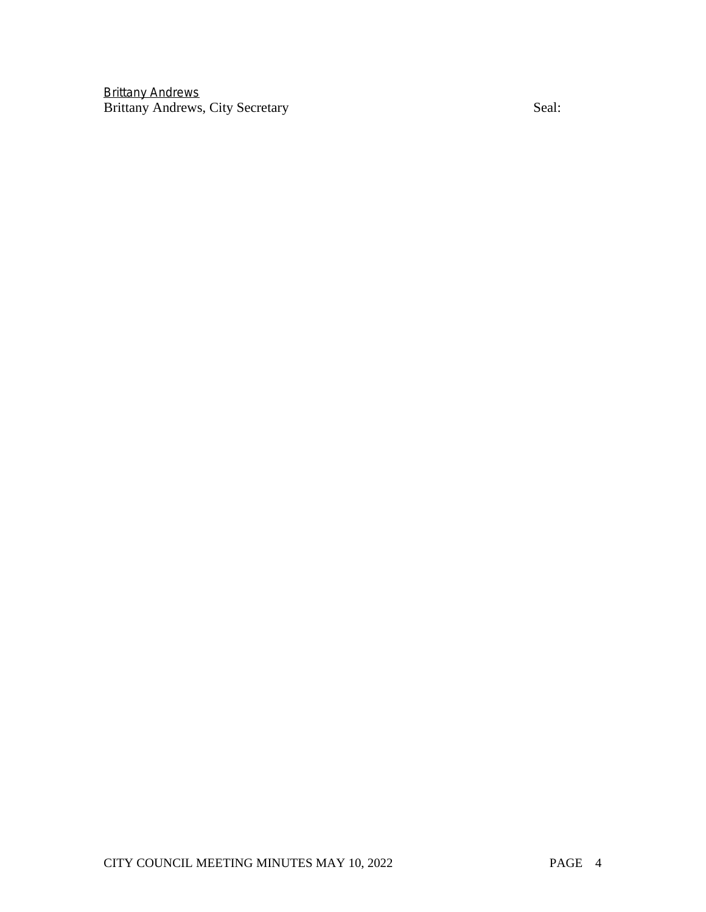Brittany Andrews
Brittany Andrews, City Secretary                                                                    Seal: